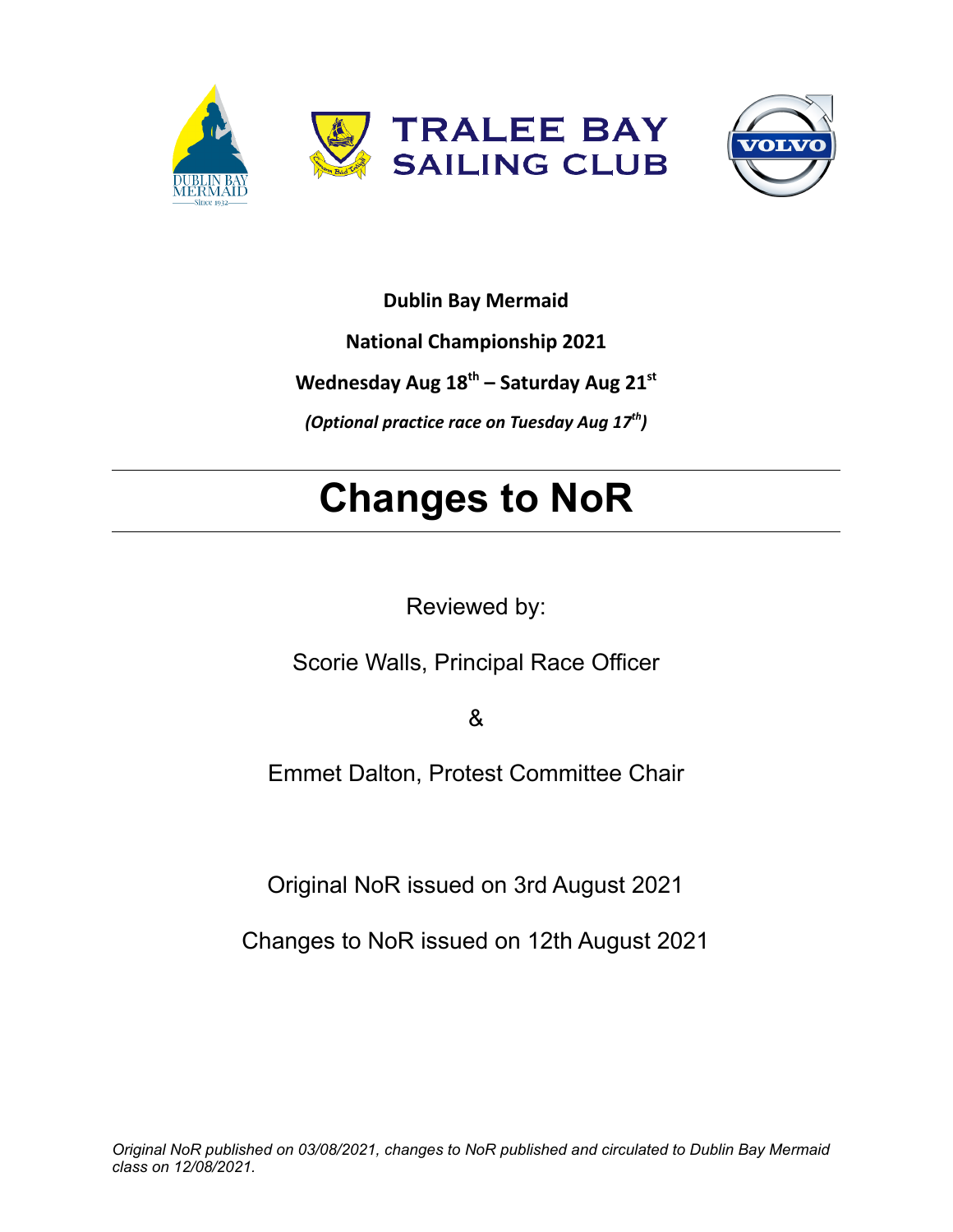TRALEE BAY SAILING CLUB

**Dublin Bay Mermaid**

**National Championship 2021**

**Wednesday Aug 18th – Saturday Aug 21st**

***(Optional practice race on Tuesday Aug 17th)***

# Changes to NoR

Reviewed by:

Scorie Walls, Principal Race Officer

&

Emmet Dalton, Protest Committee Chair

Original NoR issued on 3rd August 2021

Changes to NoR issued on 12th August 2021

*Original NoR published on 03/08/2021, changes to NoR published and circulated to Dublin Bay Mermaid class on 12/08/2021.*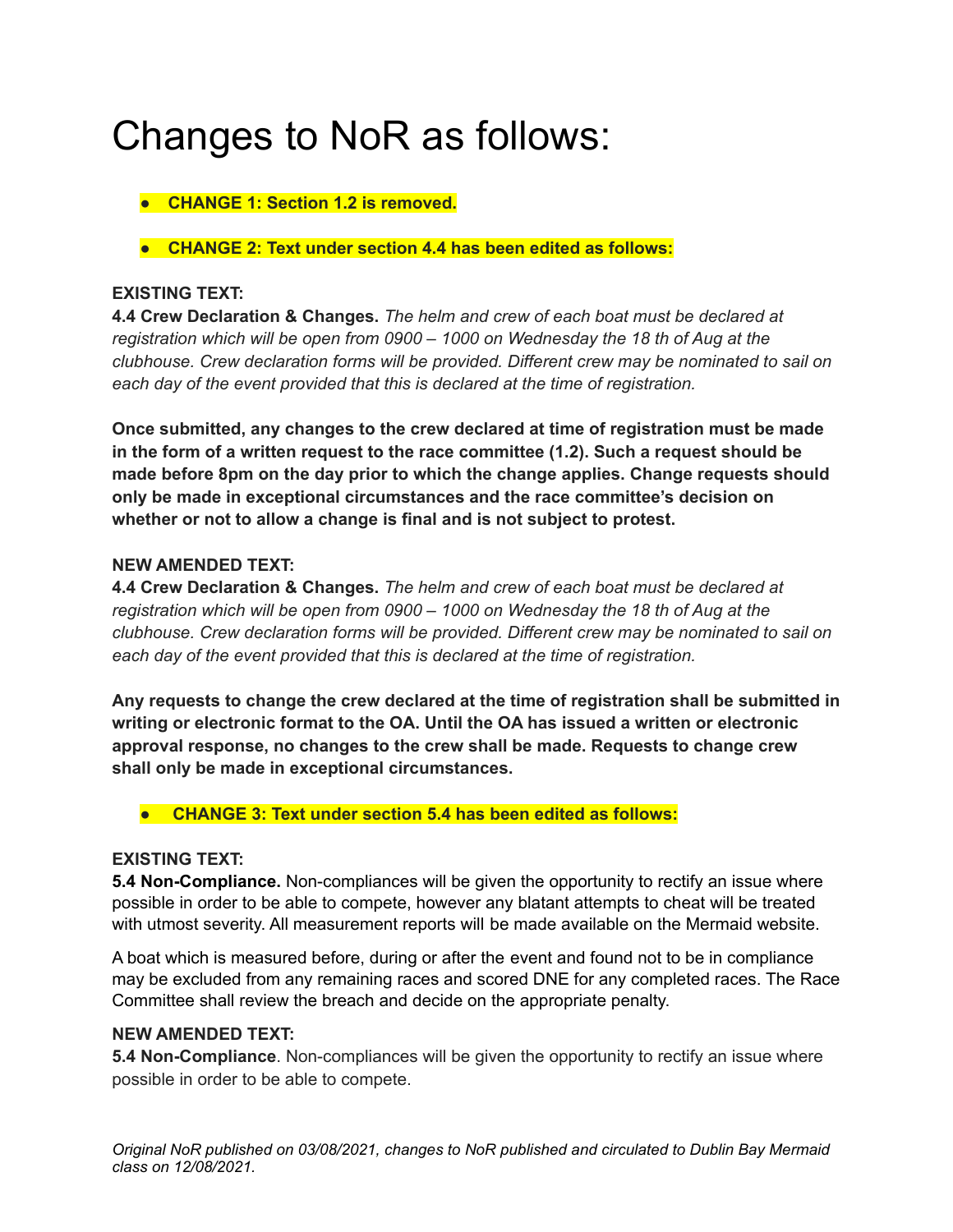# Changes to NoR as follows:

- **CHANGE 1: Section 1.2 is removed.**

- **CHANGE 2: Text under section 4.4 has been edited as follows:**

**EXISTING TEXT:**

**4.4 Crew Declaration & Changes.** *The helm and crew of each boat must be declared at registration which will be open from 0900 – 1000 on Wednesday the 18 th of Aug at the clubhouse. Crew declaration forms will be provided. Different crew may be nominated to sail on each day of the event provided that this is declared at the time of registration.*

**Once submitted, any changes to the crew declared at time of registration must be made in the form of a written request to the race committee (1.2). Such a request should be made before 8pm on the day prior to which the change applies. Change requests should only be made in exceptional circumstances and the race committee's decision on whether or not to allow a change is final and is not subject to protest.**

**NEW AMENDED TEXT:**

**4.4 Crew Declaration & Changes.** *The helm and crew of each boat must be declared at registration which will be open from 0900 – 1000 on Wednesday the 18 th of Aug at the clubhouse. Crew declaration forms will be provided. Different crew may be nominated to sail on each day of the event provided that this is declared at the time of registration.*

**Any requests to change the crew declared at the time of registration shall be submitted in writing or electronic format to the OA. Until the OA has issued a written or electronic approval response, no changes to the crew shall be made. Requests to change crew shall only be made in exceptional circumstances.**

- **CHANGE 3: Text under section 5.4 has been edited as follows:**

**EXISTING TEXT:**

**5.4 Non-Compliance.** Non-compliances will be given the opportunity to rectify an issue where possible in order to be able to compete, however any blatant attempts to cheat will be treated with utmost severity. All measurement reports will be made available on the Mermaid website.

A boat which is measured before, during or after the event and found not to be in compliance may be excluded from any remaining races and scored DNE for any completed races. The Race Committee shall review the breach and decide on the appropriate penalty.

**NEW AMENDED TEXT:**

**5.4 Non-Compliance**. Non-compliances will be given the opportunity to rectify an issue where possible in order to be able to compete.

*Original NoR published on 03/08/2021, changes to NoR published and circulated to Dublin Bay Mermaid class on 12/08/2021.*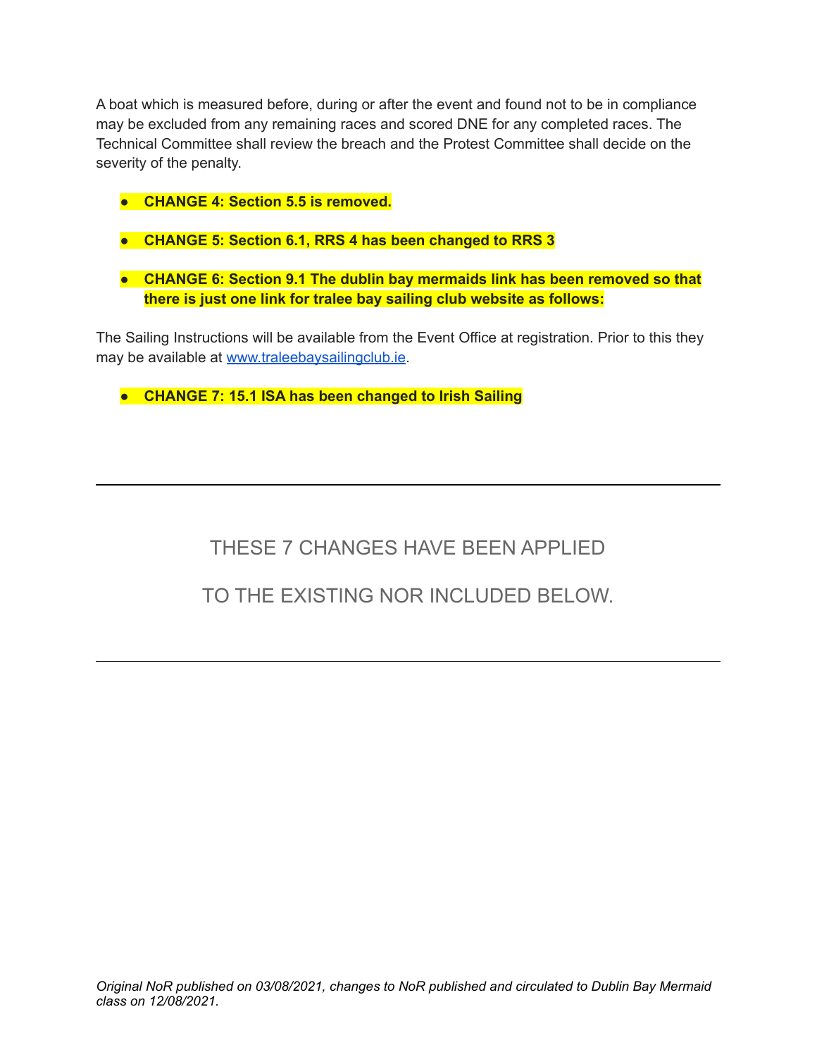A boat which is measured before, during or after the event and found not to be in compliance may be excluded from any remaining races and scored DNE for any completed races. The Technical Committee shall review the breach and the Protest Committee shall decide on the severity of the penalty.

- **CHANGE 4: Section 5.5 is removed.**

- **CHANGE 5: Section 6.1, RRS 4 has been changed to RRS 3**

- **CHANGE 6: Section 9.1 The dublin bay mermaids link has been removed so that there is just one link for tralee bay sailing club website as follows:**

The Sailing Instructions will be available from the Event Office at registration. Prior to this they may be available at [www.traleebaysailingclub.ie](http://www.traleebaysailingclub.ie).

- **CHANGE 7: 15.1 ISA has been changed to Irish Sailing**

---

THESE 7 CHANGES HAVE BEEN APPLIED

TO THE EXISTING NOR INCLUDED BELOW.

---

*Original NoR published on 03/08/2021, changes to NoR published and circulated to Dublin Bay Mermaid class on 12/08/2021.*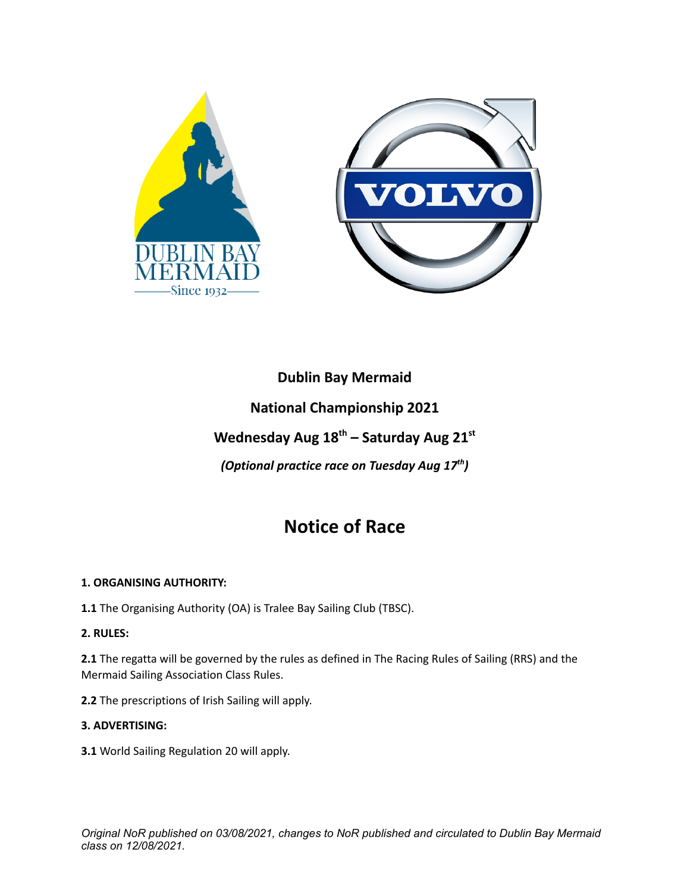**Dublin Bay Mermaid**

**National Championship 2021**

**Wednesday Aug 18th – Saturday Aug 21st**

***(Optional practice race on Tuesday Aug 17th)***

# Notice of Race

**1. ORGANISING AUTHORITY:**

**1.1** The Organising Authority (OA) is Tralee Bay Sailing Club (TBSC).

**2. RULES:**

**2.1** The regatta will be governed by the rules as defined in The Racing Rules of Sailing (RRS) and the Mermaid Sailing Association Class Rules.

**2.2** The prescriptions of Irish Sailing will apply.

**3. ADVERTISING:**

**3.1** World Sailing Regulation 20 will apply.

*Original NoR published on 03/08/2021, changes to NoR published and circulated to Dublin Bay Mermaid class on 12/08/2021.*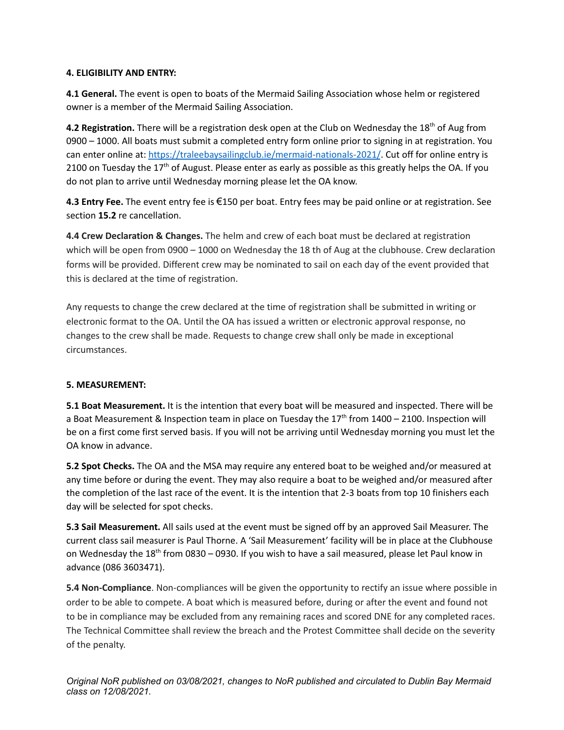**4. ELIGIBILITY AND ENTRY:**

**4.1 General.** The event is open to boats of the Mermaid Sailing Association whose helm or registered owner is a member of the Mermaid Sailing Association.

**4.2 Registration.** There will be a registration desk open at the Club on Wednesday the 18th of Aug from 0900 – 1000. All boats must submit a completed entry form online prior to signing in at registration. You can enter online at: https://traleebaysailingclub.ie/mermaid-nationals-2021/. Cut off for online entry is 2100 on Tuesday the 17th of August. Please enter as early as possible as this greatly helps the OA. If you do not plan to arrive until Wednesday morning please let the OA know.

**4.3 Entry Fee.** The event entry fee is €150 per boat. Entry fees may be paid online or at registration. See section **15.2** re cancellation.

**4.4 Crew Declaration & Changes.** The helm and crew of each boat must be declared at registration which will be open from 0900 – 1000 on Wednesday the 18 th of Aug at the clubhouse. Crew declaration forms will be provided. Different crew may be nominated to sail on each day of the event provided that this is declared at the time of registration.

Any requests to change the crew declared at the time of registration shall be submitted in writing or electronic format to the OA. Until the OA has issued a written or electronic approval response, no changes to the crew shall be made. Requests to change crew shall only be made in exceptional circumstances.

**5. MEASUREMENT:**

**5.1 Boat Measurement.** It is the intention that every boat will be measured and inspected. There will be a Boat Measurement & Inspection team in place on Tuesday the 17th from 1400 – 2100. Inspection will be on a first come first served basis. If you will not be arriving until Wednesday morning you must let the OA know in advance.

**5.2 Spot Checks.** The OA and the MSA may require any entered boat to be weighed and/or measured at any time before or during the event. They may also require a boat to be weighed and/or measured after the completion of the last race of the event. It is the intention that 2-3 boats from top 10 finishers each day will be selected for spot checks.

**5.3 Sail Measurement.** All sails used at the event must be signed off by an approved Sail Measurer. The current class sail measurer is Paul Thorne. A 'Sail Measurement' facility will be in place at the Clubhouse on Wednesday the 18th from 0830 – 0930. If you wish to have a sail measured, please let Paul know in advance (086 3603471).

**5.4 Non-Compliance**. Non-compliances will be given the opportunity to rectify an issue where possible in order to be able to compete. A boat which is measured before, during or after the event and found not to be in compliance may be excluded from any remaining races and scored DNE for any completed races. The Technical Committee shall review the breach and the Protest Committee shall decide on the severity of the penalty.

*Original NoR published on 03/08/2021, changes to NoR published and circulated to Dublin Bay Mermaid class on 12/08/2021.*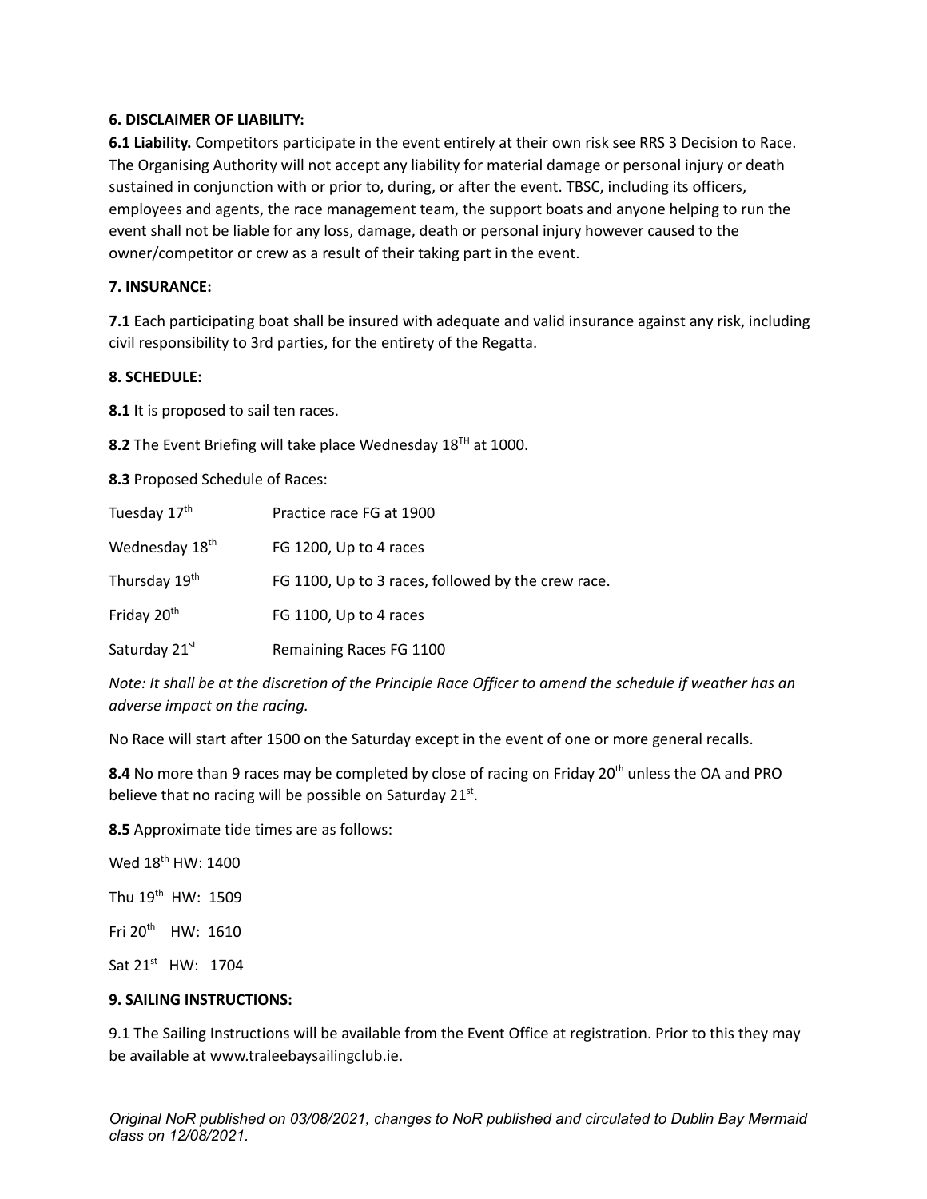**6. DISCLAIMER OF LIABILITY:**

**6.1 Liability.** Competitors participate in the event entirely at their own risk see RRS 3 Decision to Race. The Organising Authority will not accept any liability for material damage or personal injury or death sustained in conjunction with or prior to, during, or after the event. TBSC, including its officers, employees and agents, the race management team, the support boats and anyone helping to run the event shall not be liable for any loss, damage, death or personal injury however caused to the owner/competitor or crew as a result of their taking part in the event.

**7. INSURANCE:**

**7.1** Each participating boat shall be insured with adequate and valid insurance against any risk, including civil responsibility to 3rd parties, for the entirety of the Regatta.

**8. SCHEDULE:**

**8.1** It is proposed to sail ten races.

**8.2** The Event Briefing will take place Wednesday 18TH at 1000.

**8.3** Proposed Schedule of Races:

| | |
|---|---|
| Tuesday 17th | Practice race FG at 1900 |
| Wednesday 18th | FG 1200, Up to 4 races |
| Thursday 19th | FG 1100, Up to 3 races, followed by the crew race. |
| Friday 20th | FG 1100, Up to 4 races |
| Saturday 21st | Remaining Races FG 1100 |

*Note: It shall be at the discretion of the Principle Race Officer to amend the schedule if weather has an adverse impact on the racing.*

No Race will start after 1500 on the Saturday except in the event of one or more general recalls.

**8.4** No more than 9 races may be completed by close of racing on Friday 20th unless the OA and PRO believe that no racing will be possible on Saturday 21st.

**8.5** Approximate tide times are as follows:

Wed 18th HW: 1400

Thu 19th HW: 1509

Fri 20th HW: 1610

Sat 21st HW: 1704

**9. SAILING INSTRUCTIONS:**

9.1 The Sailing Instructions will be available from the Event Office at registration. Prior to this they may be available at www.traleebaysailingclub.ie.

*Original NoR published on 03/08/2021, changes to NoR published and circulated to Dublin Bay Mermaid class on 12/08/2021.*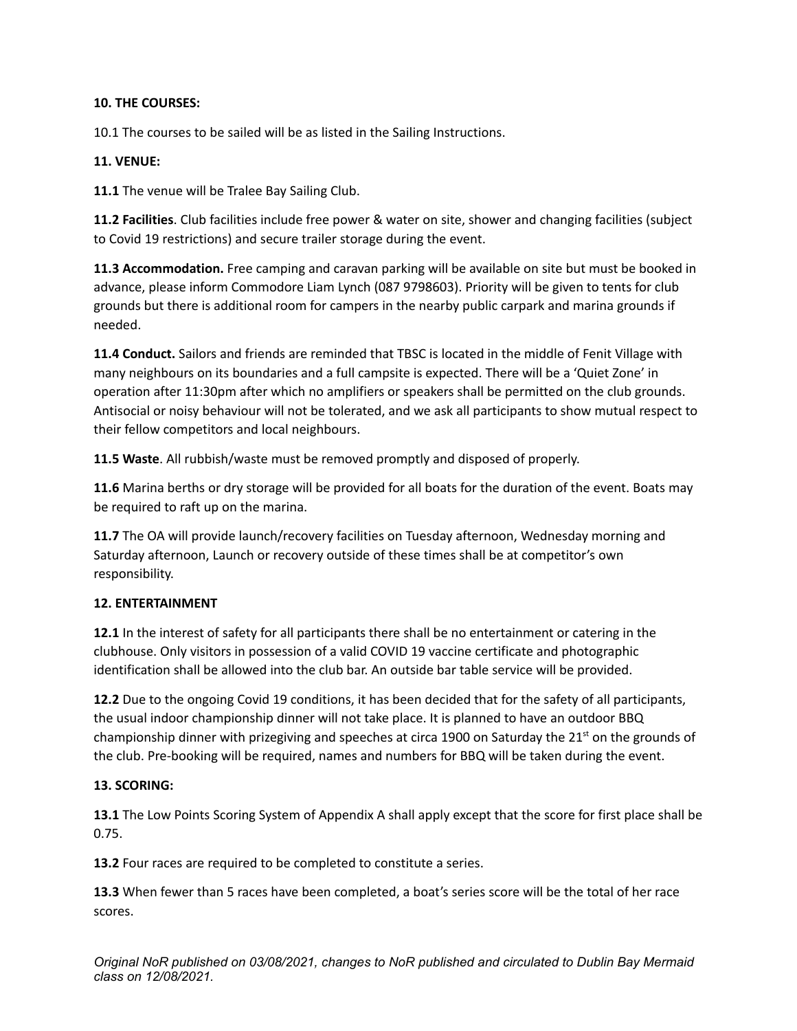**10. THE COURSES:**

10.1 The courses to be sailed will be as listed in the Sailing Instructions.

**11. VENUE:**

**11.1** The venue will be Tralee Bay Sailing Club.

**11.2 Facilities**. Club facilities include free power & water on site, shower and changing facilities (subject to Covid 19 restrictions) and secure trailer storage during the event.

**11.3 Accommodation.** Free camping and caravan parking will be available on site but must be booked in advance, please inform Commodore Liam Lynch (087 9798603). Priority will be given to tents for club grounds but there is additional room for campers in the nearby public carpark and marina grounds if needed.

**11.4 Conduct.** Sailors and friends are reminded that TBSC is located in the middle of Fenit Village with many neighbours on its boundaries and a full campsite is expected. There will be a 'Quiet Zone' in operation after 11:30pm after which no amplifiers or speakers shall be permitted on the club grounds. Antisocial or noisy behaviour will not be tolerated, and we ask all participants to show mutual respect to their fellow competitors and local neighbours.

**11.5 Waste**. All rubbish/waste must be removed promptly and disposed of properly.

**11.6** Marina berths or dry storage will be provided for all boats for the duration of the event. Boats may be required to raft up on the marina.

**11.7** The OA will provide launch/recovery facilities on Tuesday afternoon, Wednesday morning and Saturday afternoon, Launch or recovery outside of these times shall be at competitor's own responsibility.

**12. ENTERTAINMENT**

**12.1** In the interest of safety for all participants there shall be no entertainment or catering in the clubhouse. Only visitors in possession of a valid COVID 19 vaccine certificate and photographic identification shall be allowed into the club bar. An outside bar table service will be provided.

**12.2** Due to the ongoing Covid 19 conditions, it has been decided that for the safety of all participants, the usual indoor championship dinner will not take place. It is planned to have an outdoor BBQ championship dinner with prizegiving and speeches at circa 1900 on Saturday the 21st on the grounds of the club. Pre-booking will be required, names and numbers for BBQ will be taken during the event.

**13. SCORING:**

**13.1** The Low Points Scoring System of Appendix A shall apply except that the score for first place shall be 0.75.

**13.2** Four races are required to be completed to constitute a series.

**13.3** When fewer than 5 races have been completed, a boat's series score will be the total of her race scores.

*Original NoR published on 03/08/2021, changes to NoR published and circulated to Dublin Bay Mermaid class on 12/08/2021.*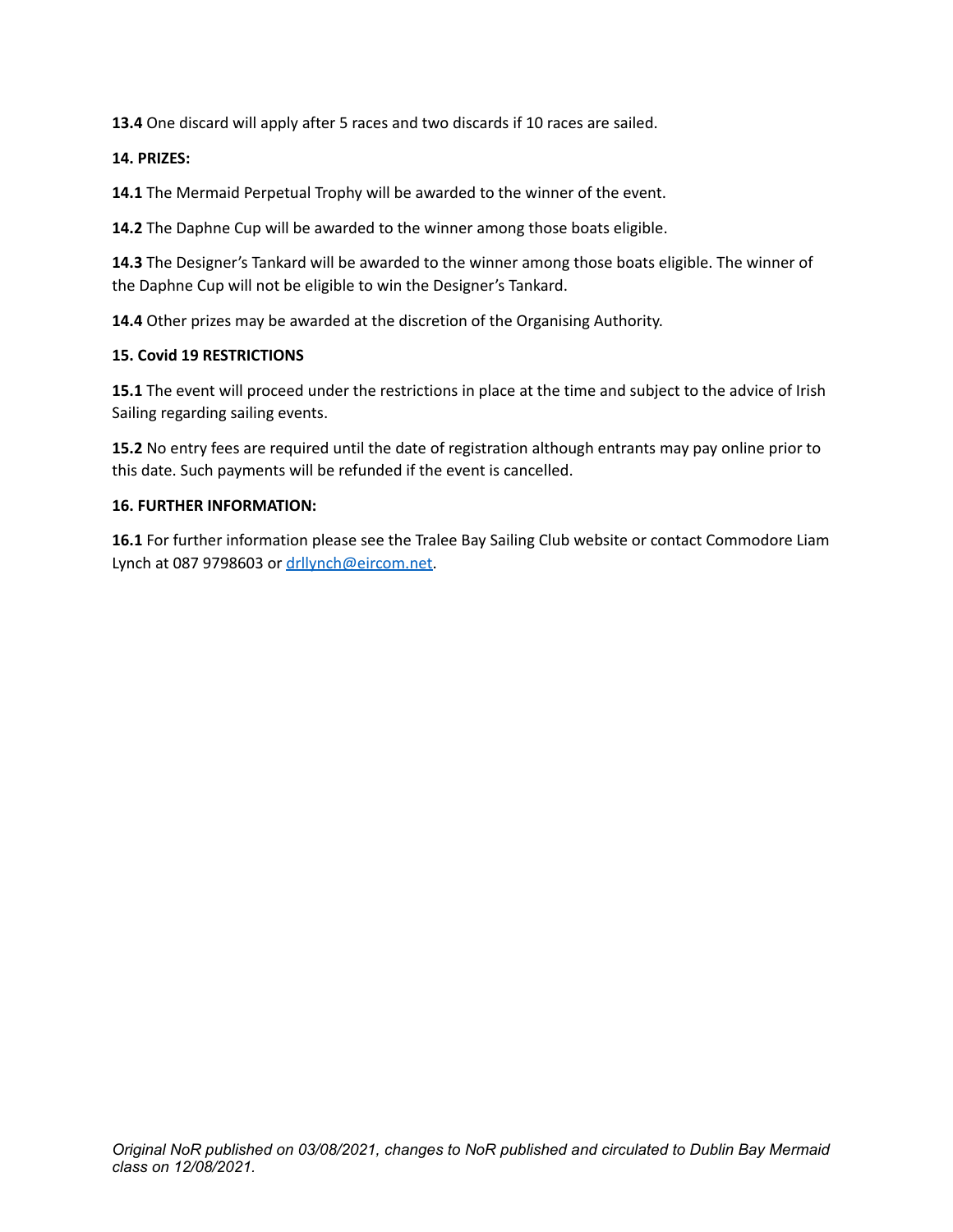**13.4** One discard will apply after 5 races and two discards if 10 races are sailed.

**14. PRIZES:**

**14.1** The Mermaid Perpetual Trophy will be awarded to the winner of the event.

**14.2** The Daphne Cup will be awarded to the winner among those boats eligible.

**14.3** The Designer's Tankard will be awarded to the winner among those boats eligible. The winner of the Daphne Cup will not be eligible to win the Designer's Tankard.

**14.4** Other prizes may be awarded at the discretion of the Organising Authority.

**15. Covid 19 RESTRICTIONS**

**15.1** The event will proceed under the restrictions in place at the time and subject to the advice of Irish Sailing regarding sailing events.

**15.2** No entry fees are required until the date of registration although entrants may pay online prior to this date. Such payments will be refunded if the event is cancelled.

**16. FURTHER INFORMATION:**

**16.1** For further information please see the Tralee Bay Sailing Club website or contact Commodore Liam Lynch at 087 9798603 or drllynch@eircom.net.

*Original NoR published on 03/08/2021, changes to NoR published and circulated to Dublin Bay Mermaid class on 12/08/2021.*